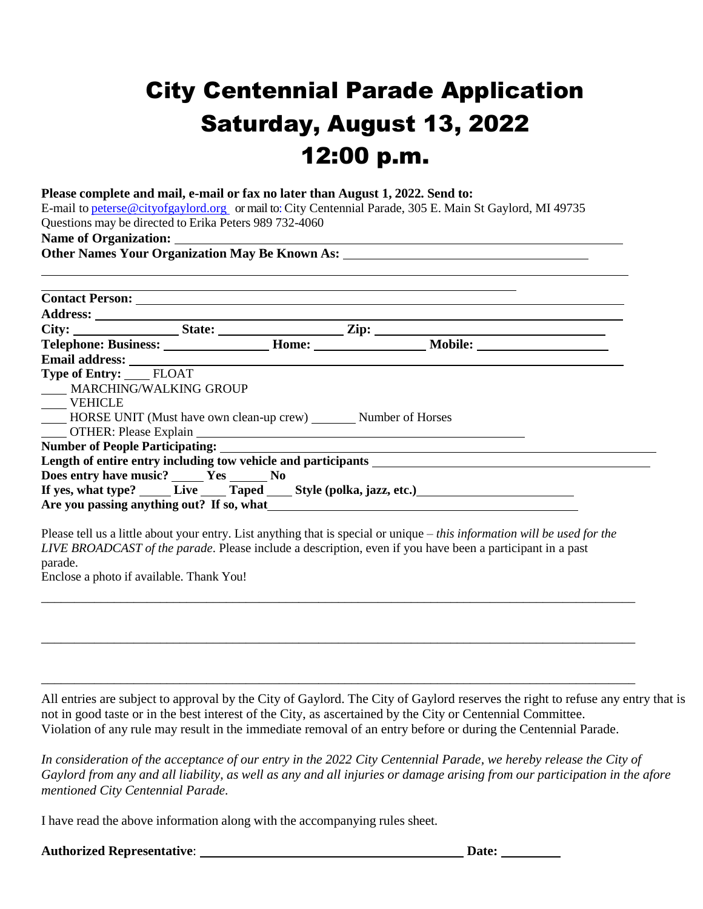# City Centennial Parade Application
# Saturday, August 13, 2022
# 12:00 p.m.

**Please complete and mail, e-mail or fax no later than August 1, 2022. Send to:**
E-mail to peterse@cityofgaylord.org or mail to: City Centennial Parade, 305 E. Main St Gaylord, MI 49735
Questions may be directed to Erika Peters 989 732-4060

**Name of Organization:** ____________________________________________

**Other Names Your Organization May Be Known As:** ______________________________

____________________________________________________________

**Contact Person:** ____________________________________________

**Address:** ____________________________________________

**City:** ______________ **State:** ______________ **Zip:** ______________

**Telephone: Business:** ______________ **Home:** ______________ **Mobile:** ______________

**Email address:** ____________________________________________

**Type of Entry:** ____ FLOAT

____ MARCHING/WALKING GROUP

____ VEHICLE

____ HORSE UNIT (Must have own clean-up crew) _______ Number of Horses

____ OTHER: Please Explain ______________________________

**Number of People Participating:** ______________________________

**Length of entire entry including tow vehicle and participants** ______________________________

**Does entry have music?** _____ **Yes** _____ **No**

**If yes, what type?** ____ **Live** ____ **Taped** ____ **Style (polka, jazz, etc.)** ______________________

**Are you passing anything out? If so, what** ______________________________

Please tell us a little about your entry. List anything that is special or unique – *this information will be used for the LIVE BROADCAST of the parade*. Please include a description, even if you have been a participant in a past parade.
Enclose a photo if available. Thank You!

____________________________________________________________

____________________________________________________________

____________________________________________________________

All entries are subject to approval by the City of Gaylord. The City of Gaylord reserves the right to refuse any entry that is not in good taste or in the best interest of the City, as ascertained by the City or Centennial Committee.
Violation of any rule may result in the immediate removal of an entry before or during the Centennial Parade.

*In consideration of the acceptance of our entry in the 2022 City Centennial Parade, we hereby release the City of Gaylord from any and all liability, as well as any and all injuries or damage arising from our participation in the afore mentioned City Centennial Parade.*

I have read the above information along with the accompanying rules sheet.

**Authorized Representative**: ______________________________ **Date:** __________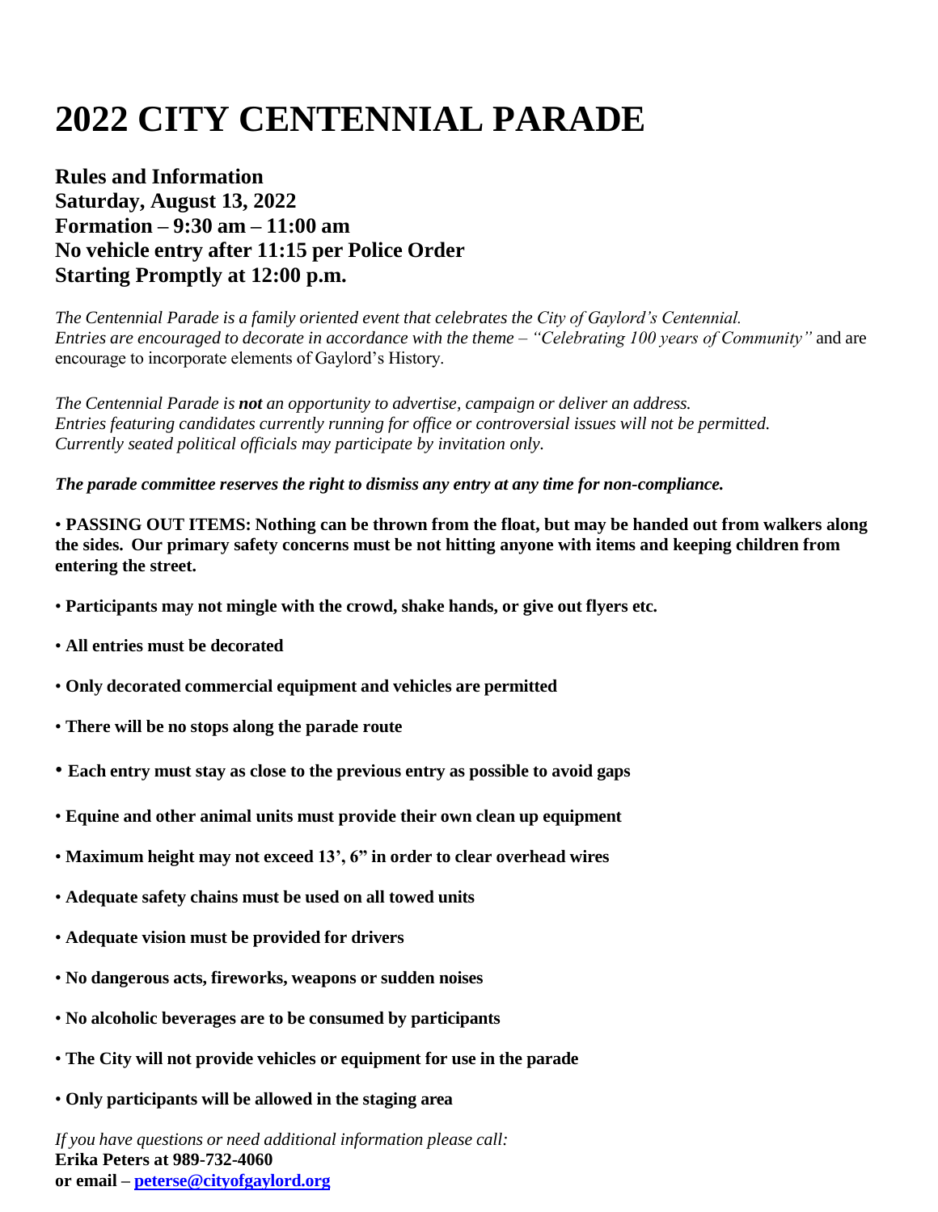# 2022 CITY CENTENNIAL PARADE

**Rules and Information**
**Saturday, August 13, 2022**
**Formation – 9:30 am – 11:00 am**
**No vehicle entry after 11:15 per Police Order**
**Starting Promptly at 12:00 p.m.**

*The Centennial Parade is a family oriented event that celebrates the City of Gaylord's Centennial. Entries are encouraged to decorate in accordance with the theme – "Celebrating 100 years of Community"* and are encourage to incorporate elements of Gaylord's History.

*The Centennial Parade is* ***not*** *an opportunity to advertise, campaign or deliver an address. Entries featuring candidates currently running for office or controversial issues will not be permitted. Currently seated political officials may participate by invitation only.*

***The parade committee reserves the right to dismiss any entry at any time for non-compliance.***

- **PASSING OUT ITEMS: Nothing can be thrown from the float, but may be handed out from walkers along the sides. Our primary safety concerns must be not hitting anyone with items and keeping children from entering the street.**
- **Participants may not mingle with the crowd, shake hands, or give out flyers etc.**
- **All entries must be decorated**
- **Only decorated commercial equipment and vehicles are permitted**
- **There will be no stops along the parade route**
- **Each entry must stay as close to the previous entry as possible to avoid gaps**
- **Equine and other animal units must provide their own clean up equipment**
- **Maximum height may not exceed 13', 6" in order to clear overhead wires**
- **Adequate safety chains must be used on all towed units**
- **Adequate vision must be provided for drivers**
- **No dangerous acts, fireworks, weapons or sudden noises**
- **No alcoholic beverages are to be consumed by participants**
- **The City will not provide vehicles or equipment for use in the parade**
- **Only participants will be allowed in the staging area**

*If you have questions or need additional information please call:*
**Erika Peters at 989-732-4060**
**or email – [peterse@cityofgaylord.org](mailto:peterse@cityofgaylord.org)**